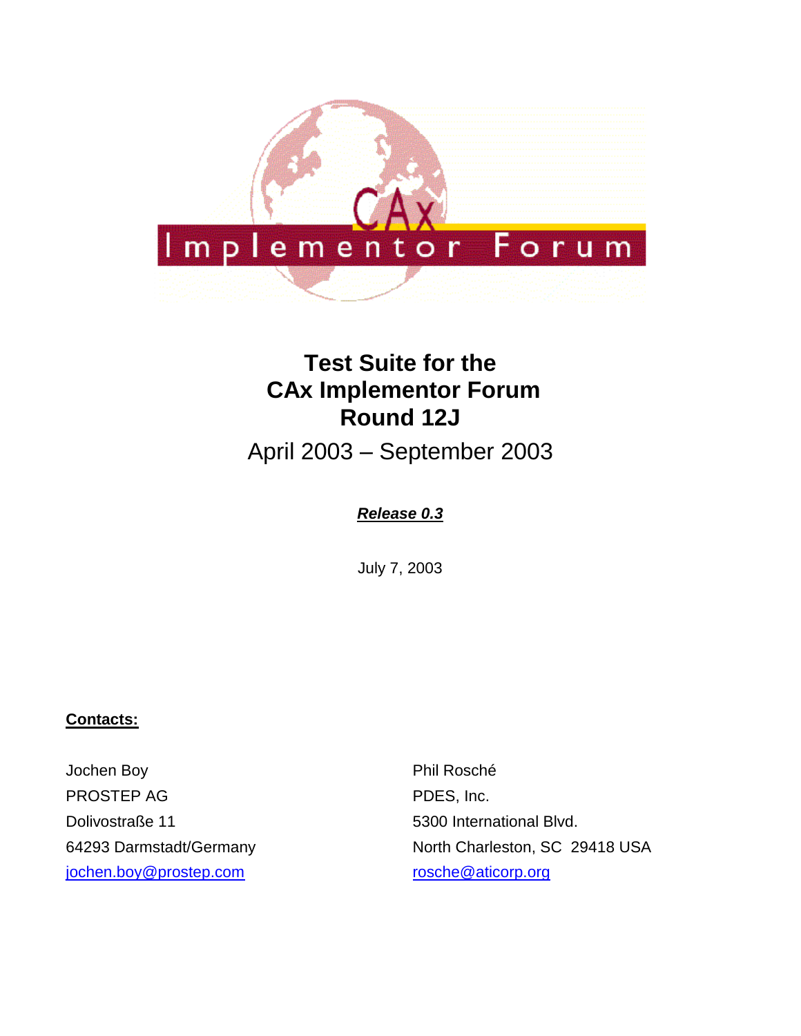# Test Suite for the CAx Implementor Forum Round 12J

April 2003 – September 2003

***Release 0.3***

July 7, 2003

**Contacts:**

Jochen Boy
PROSTEP AG
Dolivostraße 11
64293 Darmstadt/Germany
jochen.boy@prostep.com

Phil Rosché
PDES, Inc.
5300 International Blvd.
North Charleston, SC 29418 USA
rosche@aticorp.org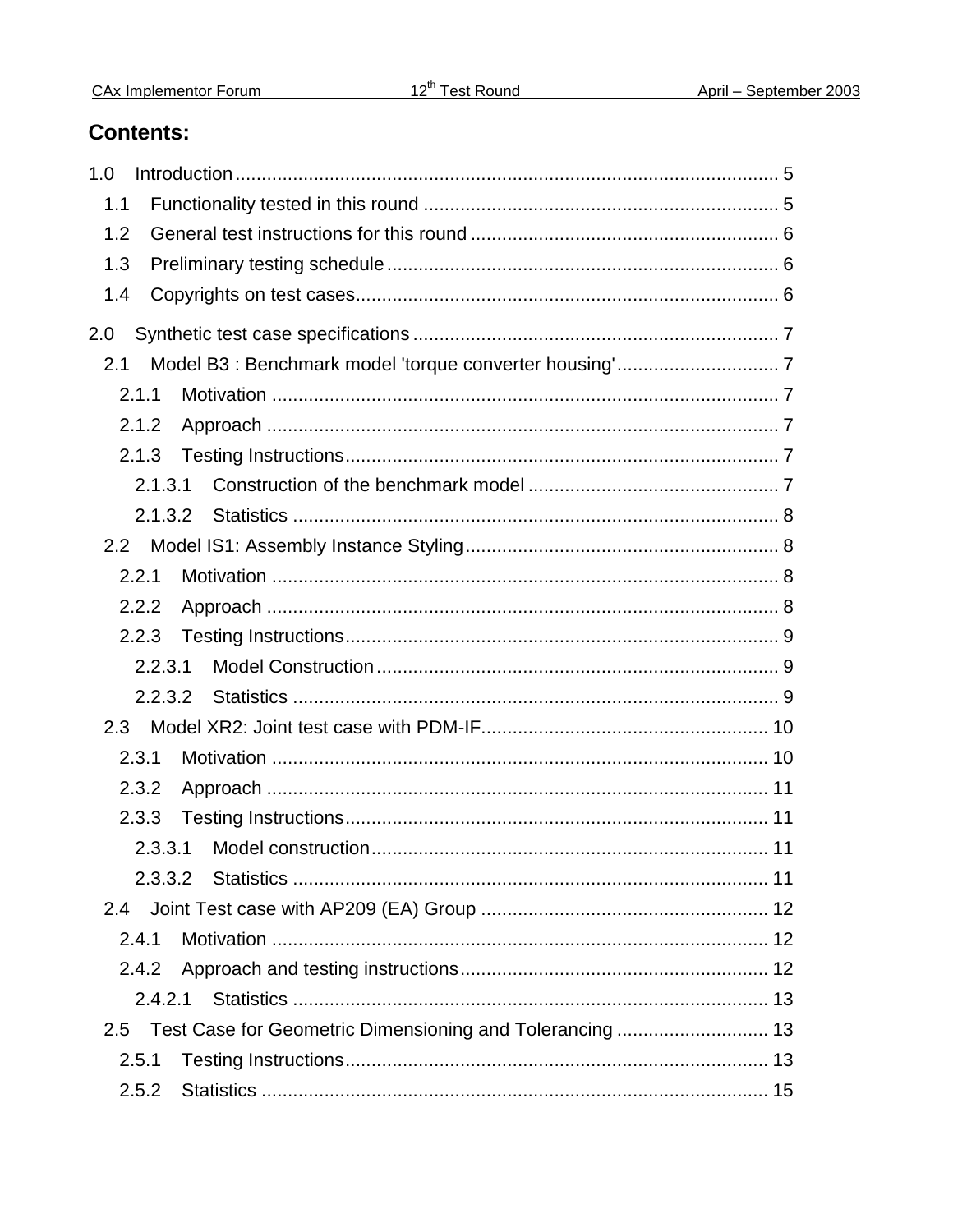## Contents:

1.0 Introduction ........................................................................................................ 5
  1.1 Functionality tested in this round ................................................................... 5
  1.2 General test instructions for this round .......................................................... 6
  1.3 Preliminary testing schedule .......................................................................... 6
  1.4 Copyrights on test cases ................................................................................ 6

2.0 Synthetic test case specifications ..................................................................... 7
  2.1 Model B3 : Benchmark model 'torque converter housing' ............................... 7
    2.1.1 Motivation ................................................................................................ 7
    2.1.2 Approach ................................................................................................. 7
    2.1.3 Testing Instructions .................................................................................. 7
      2.1.3.1 Construction of the benchmark model ................................................ 7
      2.1.3.2 Statistics ............................................................................................ 8
  2.2 Model IS1: Assembly Instance Styling ............................................................ 8
    2.2.1 Motivation ................................................................................................ 8
    2.2.2 Approach ................................................................................................. 8
    2.2.3 Testing Instructions .................................................................................. 9
      2.2.3.1 Model Construction ............................................................................ 9
      2.2.3.2 Statistics ............................................................................................ 9
  2.3 Model XR2: Joint test case with PDM-IF ...................................................... 10
    2.3.1 Motivation .............................................................................................. 10
    2.3.2 Approach ............................................................................................... 11
    2.3.3 Testing Instructions ................................................................................ 11
      2.3.3.1 Model construction ........................................................................... 11
      2.3.3.2 Statistics .......................................................................................... 11
  2.4 Joint Test case with AP209 (EA) Group ....................................................... 12
    2.4.1 Motivation .............................................................................................. 12
    2.4.2 Approach and testing instructions .......................................................... 12
      2.4.2.1 Statistics .......................................................................................... 13
  2.5 Test Case for Geometric Dimensioning and Tolerancing ............................. 13
    2.5.1 Testing Instructions ................................................................................ 13
    2.5.2 Statistics ................................................................................................ 15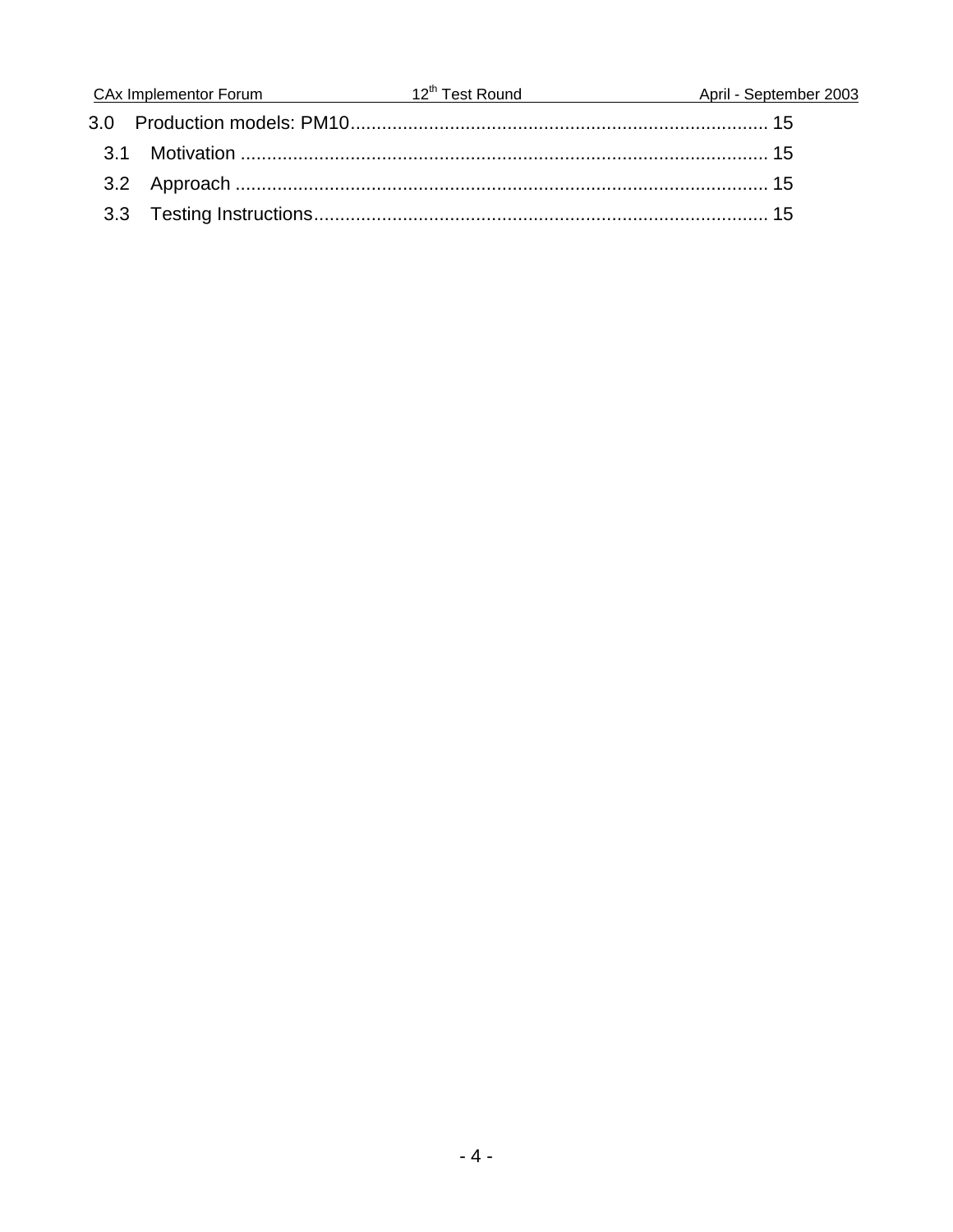3.0 Production models: PM10 ................................................................................ 15

  3.1 Motivation .................................................................................................. 15

  3.2 Approach .................................................................................................... 15

  3.3 Testing Instructions .................................................................................... 15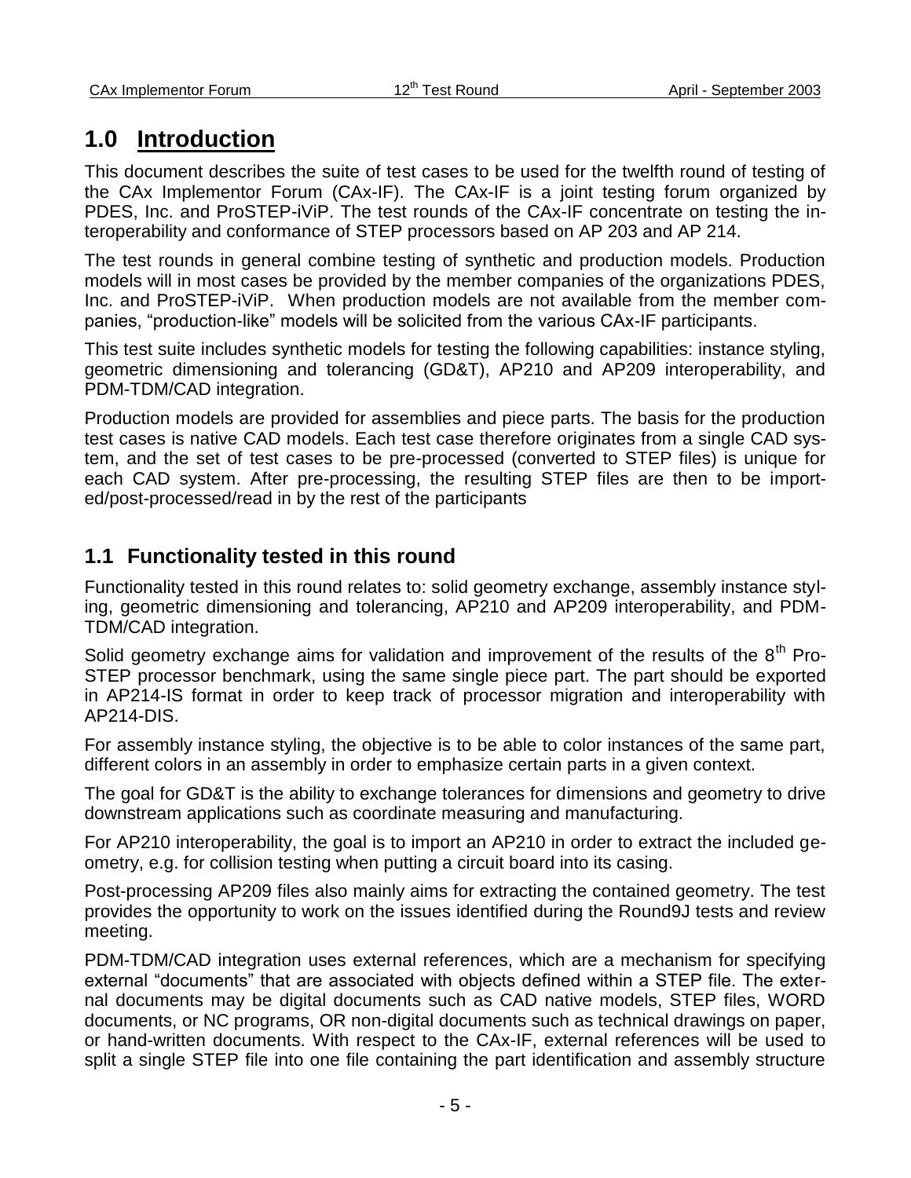# 1.0 Introduction

This document describes the suite of test cases to be used for the twelfth round of testing of the CAx Implementor Forum (CAx-IF). The CAx-IF is a joint testing forum organized by PDES, Inc. and ProSTEP-iViP. The test rounds of the CAx-IF concentrate on testing the interoperability and conformance of STEP processors based on AP 203 and AP 214.

The test rounds in general combine testing of synthetic and production models. Production models will in most cases be provided by the member companies of the organizations PDES, Inc. and ProSTEP-iViP. When production models are not available from the member companies, "production-like" models will be solicited from the various CAx-IF participants.

This test suite includes synthetic models for testing the following capabilities: instance styling, geometric dimensioning and tolerancing (GD&T), AP210 and AP209 interoperability, and PDM-TDM/CAD integration.

Production models are provided for assemblies and piece parts. The basis for the production test cases is native CAD models. Each test case therefore originates from a single CAD system, and the set of test cases to be pre-processed (converted to STEP files) is unique for each CAD system. After pre-processing, the resulting STEP files are then to be imported/post-processed/read in by the rest of the participants

## 1.1 Functionality tested in this round

Functionality tested in this round relates to: solid geometry exchange, assembly instance styling, geometric dimensioning and tolerancing, AP210 and AP209 interoperability, and PDM-TDM/CAD integration.

Solid geometry exchange aims for validation and improvement of the results of the 8th ProSTEP processor benchmark, using the same single piece part. The part should be exported in AP214-IS format in order to keep track of processor migration and interoperability with AP214-DIS.

For assembly instance styling, the objective is to be able to color instances of the same part, different colors in an assembly in order to emphasize certain parts in a given context.

The goal for GD&T is the ability to exchange tolerances for dimensions and geometry to drive downstream applications such as coordinate measuring and manufacturing.

For AP210 interoperability, the goal is to import an AP210 in order to extract the included geometry, e.g. for collision testing when putting a circuit board into its casing.

Post-processing AP209 files also mainly aims for extracting the contained geometry. The test provides the opportunity to work on the issues identified during the Round9J tests and review meeting.

PDM-TDM/CAD integration uses external references, which are a mechanism for specifying external "documents" that are associated with objects defined within a STEP file. The external documents may be digital documents such as CAD native models, STEP files, WORD documents, or NC programs, OR non-digital documents such as technical drawings on paper, or hand-written documents. With respect to the CAx-IF, external references will be used to split a single STEP file into one file containing the part identification and assembly structure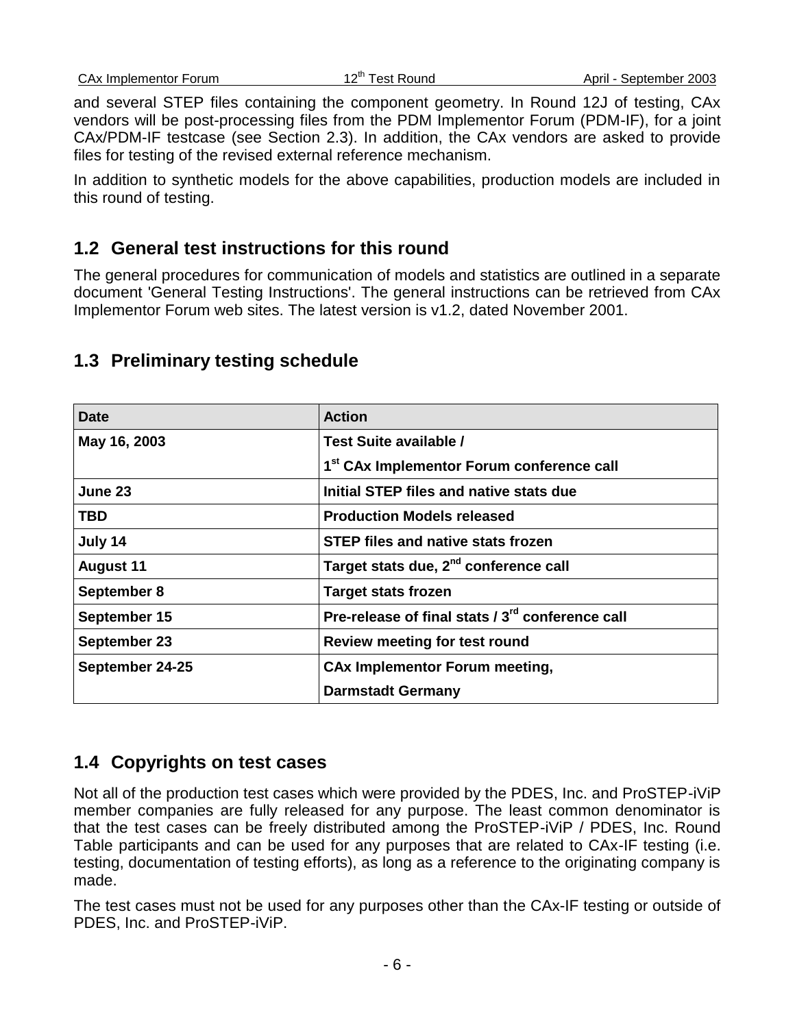and several STEP files containing the component geometry. In Round 12J of testing, CAx vendors will be post-processing files from the PDM Implementor Forum (PDM-IF), for a joint CAx/PDM-IF testcase (see Section 2.3). In addition, the CAx vendors are asked to provide files for testing of the revised external reference mechanism.

In addition to synthetic models for the above capabilities, production models are included in this round of testing.

## 1.2 General test instructions for this round

The general procedures for communication of models and statistics are outlined in a separate document 'General Testing Instructions'. The general instructions can be retrieved from CAx Implementor Forum web sites. The latest version is v1.2, dated November 2001.

## 1.3 Preliminary testing schedule

| Date | Action |
|---|---|
| **May 16, 2003** | **Test Suite available / 1st CAx Implementor Forum conference call** |
| **June 23** | **Initial STEP files and native stats due** |
| **TBD** | **Production Models released** |
| **July 14** | **STEP files and native stats frozen** |
| **August 11** | **Target stats due, 2nd conference call** |
| **September 8** | **Target stats frozen** |
| **September 15** | **Pre-release of final stats / 3rd conference call** |
| **September 23** | **Review meeting for test round** |
| **September 24-25** | **CAx Implementor Forum meeting, Darmstadt Germany** |

## 1.4 Copyrights on test cases

Not all of the production test cases which were provided by the PDES, Inc. and ProSTEP-iViP member companies are fully released for any purpose. The least common denominator is that the test cases can be freely distributed among the ProSTEP-iViP / PDES, Inc. Round Table participants and can be used for any purposes that are related to CAx-IF testing (i.e. testing, documentation of testing efforts), as long as a reference to the originating company is made.

The test cases must not be used for any purposes other than the CAx-IF testing or outside of PDES, Inc. and ProSTEP-iViP.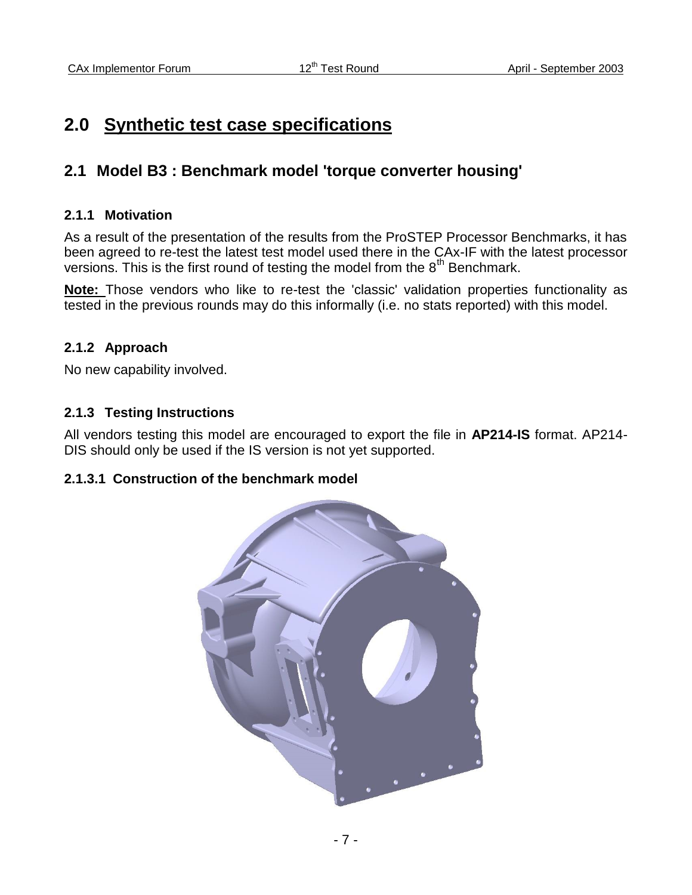# 2.0 Synthetic test case specifications

## 2.1 Model B3 : Benchmark model 'torque converter housing'

### 2.1.1 Motivation

As a result of the presentation of the results from the ProSTEP Processor Benchmarks, it has been agreed to re-test the latest test model used there in the CAx-IF with the latest processor versions. This is the first round of testing the model from the 8th Benchmark.

**Note:** Those vendors who like to re-test the 'classic' validation properties functionality as tested in the previous rounds may do this informally (i.e. no stats reported) with this model.

### 2.1.2 Approach

No new capability involved.

### 2.1.3 Testing Instructions

All vendors testing this model are encouraged to export the file in **AP214-IS** format. AP214-DIS should only be used if the IS version is not yet supported.

#### 2.1.3.1 Construction of the benchmark model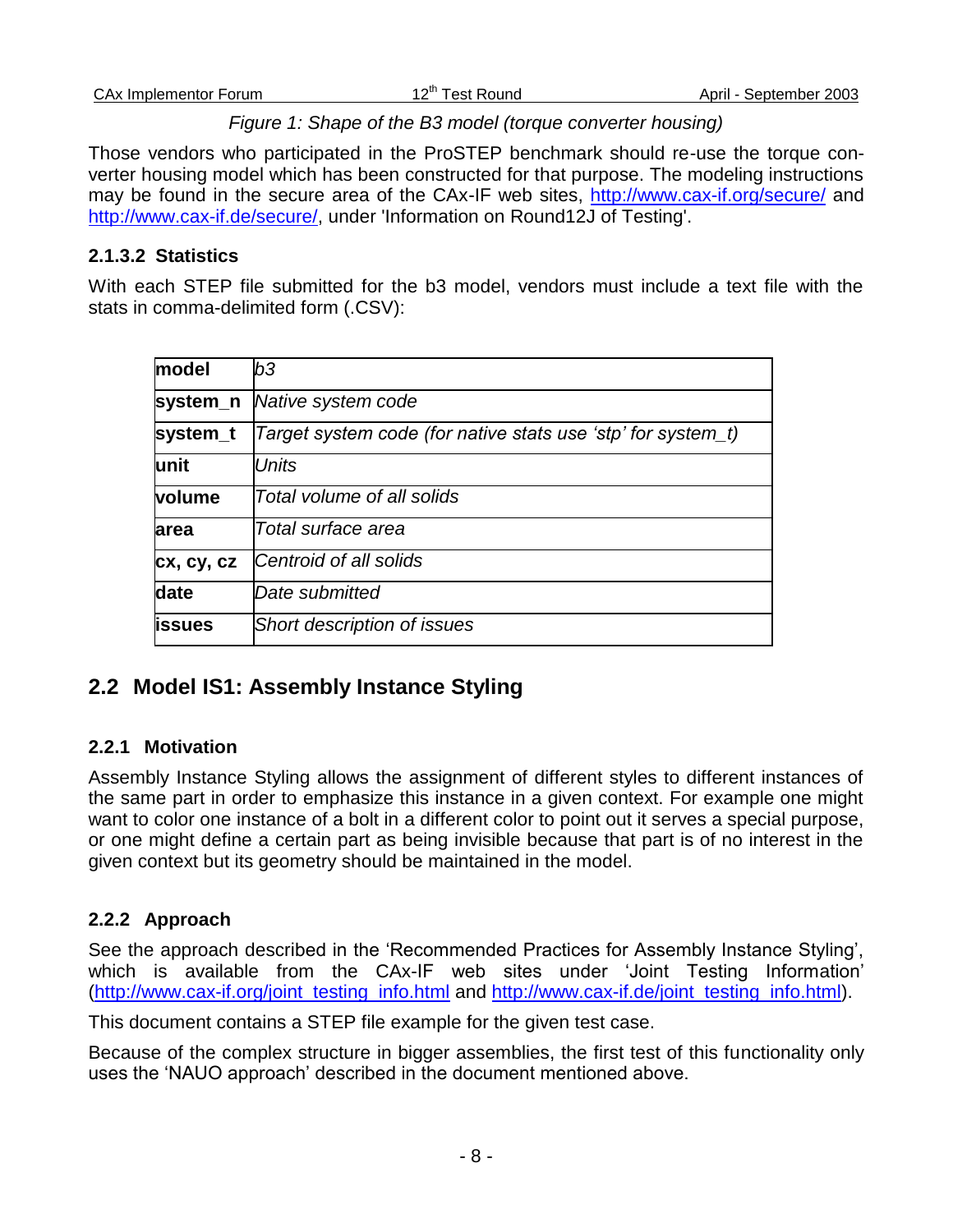*Figure 1: Shape of the B3 model (torque converter housing)*

Those vendors who participated in the ProSTEP benchmark should re-use the torque converter housing model which has been constructed for that purpose. The modeling instructions may be found in the secure area of the CAx-IF web sites, http://www.cax-if.org/secure/ and http://www.cax-if.de/secure/, under 'Information on Round12J of Testing'.

### 2.1.3.2 Statistics

With each STEP file submitted for the b3 model, vendors must include a text file with the stats in comma-delimited form (.CSV):

| **model** | *b3* |
|---|---|
| **system_n** | *Native system code* |
| **system_t** | *Target system code (for native stats use 'stp' for system_t)* |
| **unit** | *Units* |
| **volume** | *Total volume of all solids* |
| **area** | *Total surface area* |
| **cx, cy, cz** | *Centroid of all solids* |
| **date** | *Date submitted* |
| **issues** | *Short description of issues* |

## 2.2 Model IS1: Assembly Instance Styling

### 2.2.1 Motivation

Assembly Instance Styling allows the assignment of different styles to different instances of the same part in order to emphasize this instance in a given context. For example one might want to color one instance of a bolt in a different color to point out it serves a special purpose, or one might define a certain part as being invisible because that part is of no interest in the given context but its geometry should be maintained in the model.

### 2.2.2 Approach

See the approach described in the 'Recommended Practices for Assembly Instance Styling', which is available from the CAx-IF web sites under 'Joint Testing Information' (http://www.cax-if.org/joint_testing_info.html and http://www.cax-if.de/joint_testing_info.html).

This document contains a STEP file example for the given test case.

Because of the complex structure in bigger assemblies, the first test of this functionality only uses the 'NAUO approach' described in the document mentioned above.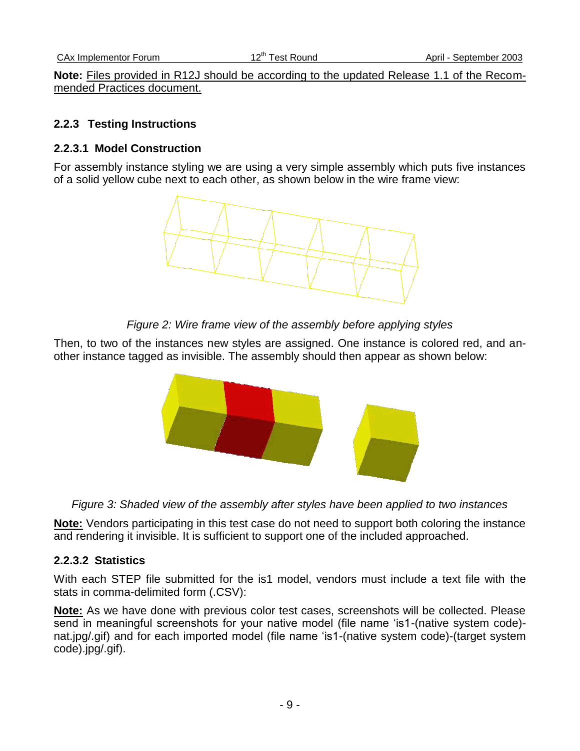**Note:** Files provided in R12J should be according to the updated Release 1.1 of the Recommended Practices document.

### 2.2.3 Testing Instructions

#### 2.2.3.1 Model Construction

For assembly instance styling we are using a very simple assembly which puts five instances of a solid yellow cube next to each other, as shown below in the wire frame view:

*Figure 2: Wire frame view of the assembly before applying styles*

Then, to two of the instances new styles are assigned. One instance is colored red, and another instance tagged as invisible. The assembly should then appear as shown below:

*Figure 3: Shaded view of the assembly after styles have been applied to two instances*

**Note:** Vendors participating in this test case do not need to support both coloring the instance and rendering it invisible. It is sufficient to support one of the included approached.

#### 2.2.3.2 Statistics

With each STEP file submitted for the is1 model, vendors must include a text file with the stats in comma-delimited form (.CSV):

**Note:** As we have done with previous color test cases, screenshots will be collected. Please send in meaningful screenshots for your native model (file name 'is1-(native system code)-nat.jpg/.gif) and for each imported model (file name 'is1-(native system code)-(target system code).jpg/.gif).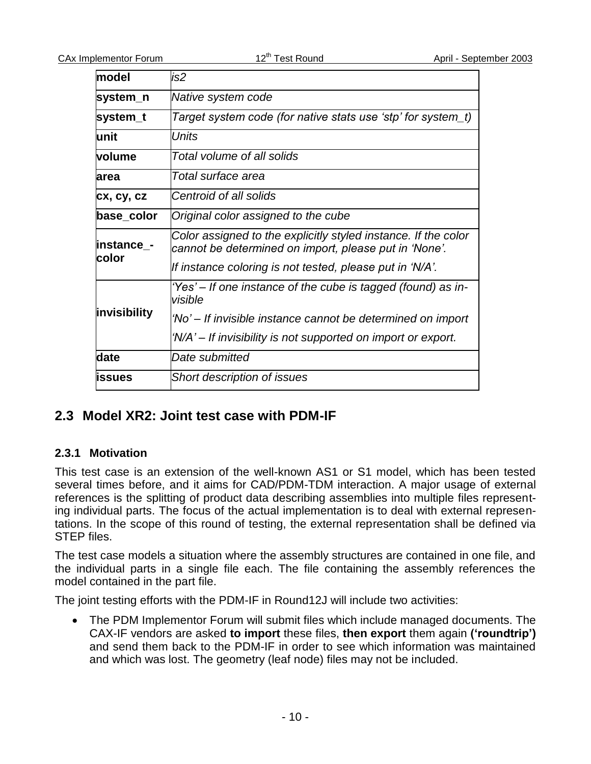| model | *is2* |
|---|---|
| **system_n** | *Native system code* |
| **system_t** | *Target system code (for native stats use 'stp' for system_t)* |
| **unit** | *Units* |
| **volume** | *Total volume of all solids* |
| **area** | *Total surface area* |
| **cx, cy, cz** | *Centroid of all solids* |
| **base_color** | *Original color assigned to the cube* |
| **instance_-color** | *Color assigned to the explicitly styled instance. If the color cannot be determined on import, please put in 'None'.* *If instance coloring is not tested, please put in 'N/A'.* |
| **invisibility** | *'Yes' – If one instance of the cube is tagged (found) as invisible* *'No' – If invisible instance cannot be determined on import* *'N/A' – If invisibility is not supported on import or export.* |
| **date** | *Date submitted* |
| **issues** | *Short description of issues* |

## 2.3 Model XR2: Joint test case with PDM-IF

### 2.3.1 Motivation

This test case is an extension of the well-known AS1 or S1 model, which has been tested several times before, and it aims for CAD/PDM-TDM interaction. A major usage of external references is the splitting of product data describing assemblies into multiple files representing individual parts. The focus of the actual implementation is to deal with external representations. In the scope of this round of testing, the external representation shall be defined via STEP files.

The test case models a situation where the assembly structures are contained in one file, and the individual parts in a single file each. The file containing the assembly references the model contained in the part file.

The joint testing efforts with the PDM-IF in Round12J will include two activities:

- The PDM Implementor Forum will submit files which include managed documents. The CAX-IF vendors are asked **to import** these files, **then export** them again **('roundtrip')** and send them back to the PDM-IF in order to see which information was maintained and which was lost. The geometry (leaf node) files may not be included.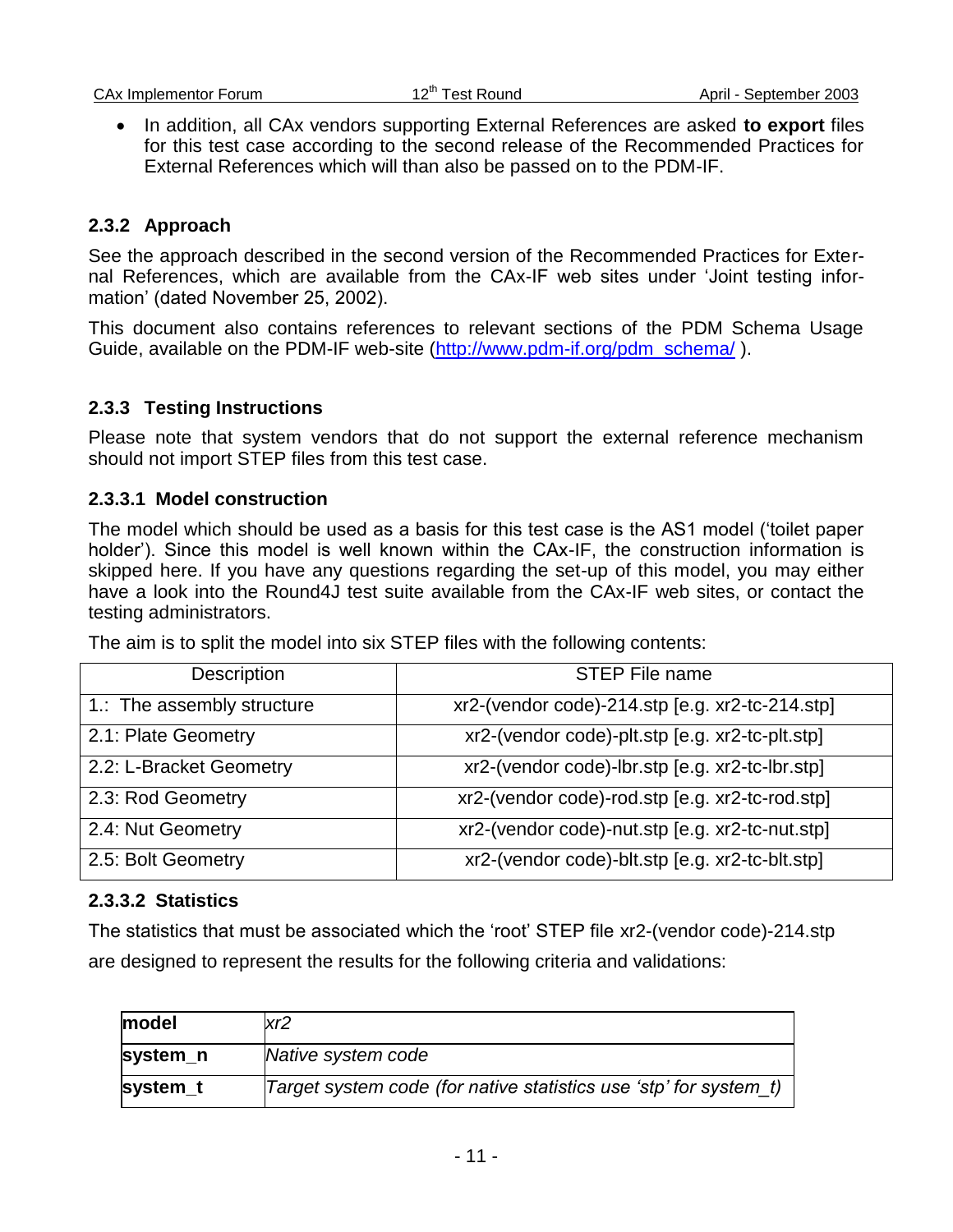- In addition, all CAx vendors supporting External References are asked **to export** files for this test case according to the second release of the Recommended Practices for External References which will than also be passed on to the PDM-IF.

### 2.3.2 Approach

See the approach described in the second version of the Recommended Practices for External References, which are available from the CAx-IF web sites under 'Joint testing information' (dated November 25, 2002).

This document also contains references to relevant sections of the PDM Schema Usage Guide, available on the PDM-IF web-site (http://www.pdm-if.org/pdm_schema/ ).

### 2.3.3 Testing Instructions

Please note that system vendors that do not support the external reference mechanism should not import STEP files from this test case.

#### 2.3.3.1 Model construction

The model which should be used as a basis for this test case is the AS1 model ('toilet paper holder'). Since this model is well known within the CAx-IF, the construction information is skipped here. If you have any questions regarding the set-up of this model, you may either have a look into the Round4J test suite available from the CAx-IF web sites, or contact the testing administrators.

The aim is to split the model into six STEP files with the following contents:

| Description | STEP File name |
|---|---|
| 1.: The assembly structure | xr2-(vendor code)-214.stp [e.g. xr2-tc-214.stp] |
| 2.1: Plate Geometry | xr2-(vendor code)-plt.stp [e.g. xr2-tc-plt.stp] |
| 2.2: L-Bracket Geometry | xr2-(vendor code)-lbr.stp [e.g. xr2-tc-lbr.stp] |
| 2.3: Rod Geometry | xr2-(vendor code)-rod.stp [e.g. xr2-tc-rod.stp] |
| 2.4: Nut Geometry | xr2-(vendor code)-nut.stp [e.g. xr2-tc-nut.stp] |
| 2.5: Bolt Geometry | xr2-(vendor code)-blt.stp [e.g. xr2-tc-blt.stp] |

#### 2.3.3.2 Statistics

The statistics that must be associated which the 'root' STEP file xr2-(vendor code)-214.stp are designed to represent the results for the following criteria and validations:

| **model** | *xr2* |
|---|---|
| **system_n** | *Native system code* |
| **system_t** | *Target system code (for native statistics use 'stp' for system_t)* |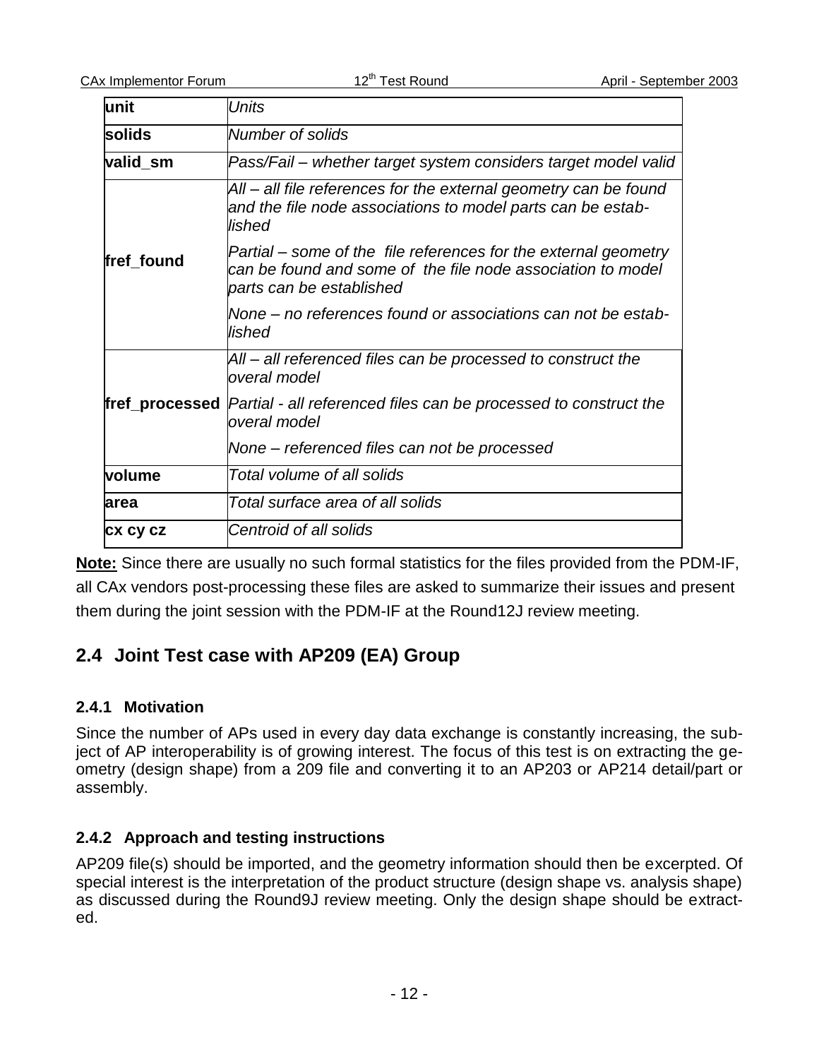| unit | *Units* |
|---|---|
| **solids** | *Number of solids* |
| **valid_sm** | *Pass/Fail – whether target system considers target model valid* |
| **fref_found** | *All – all file references for the external geometry can be found and the file node associations to model parts can be established*<br><br>*Partial – some of the file references for the external geometry can be found and some of the file node association to model parts can be established*<br><br>*None – no references found or associations can not be established* |
| **fref_processed** | *All – all referenced files can be processed to construct the overal model*<br><br>*Partial - all referenced files can be processed to construct the overal model*<br><br>*None – referenced files can not be processed* |
| **volume** | *Total volume of all solids* |
| **area** | *Total surface area of all solids* |
| **cx cy cz** | *Centroid of all solids* |

**Note:** Since there are usually no such formal statistics for the files provided from the PDM-IF, all CAx vendors post-processing these files are asked to summarize their issues and present them during the joint session with the PDM-IF at the Round12J review meeting.

## 2.4 Joint Test case with AP209 (EA) Group

### 2.4.1 Motivation

Since the number of APs used in every day data exchange is constantly increasing, the subject of AP interoperability is of growing interest. The focus of this test is on extracting the geometry (design shape) from a 209 file and converting it to an AP203 or AP214 detail/part or assembly.

### 2.4.2 Approach and testing instructions

AP209 file(s) should be imported, and the geometry information should then be excerpted. Of special interest is the interpretation of the product structure (design shape vs. analysis shape) as discussed during the Round9J review meeting. Only the design shape should be extracted.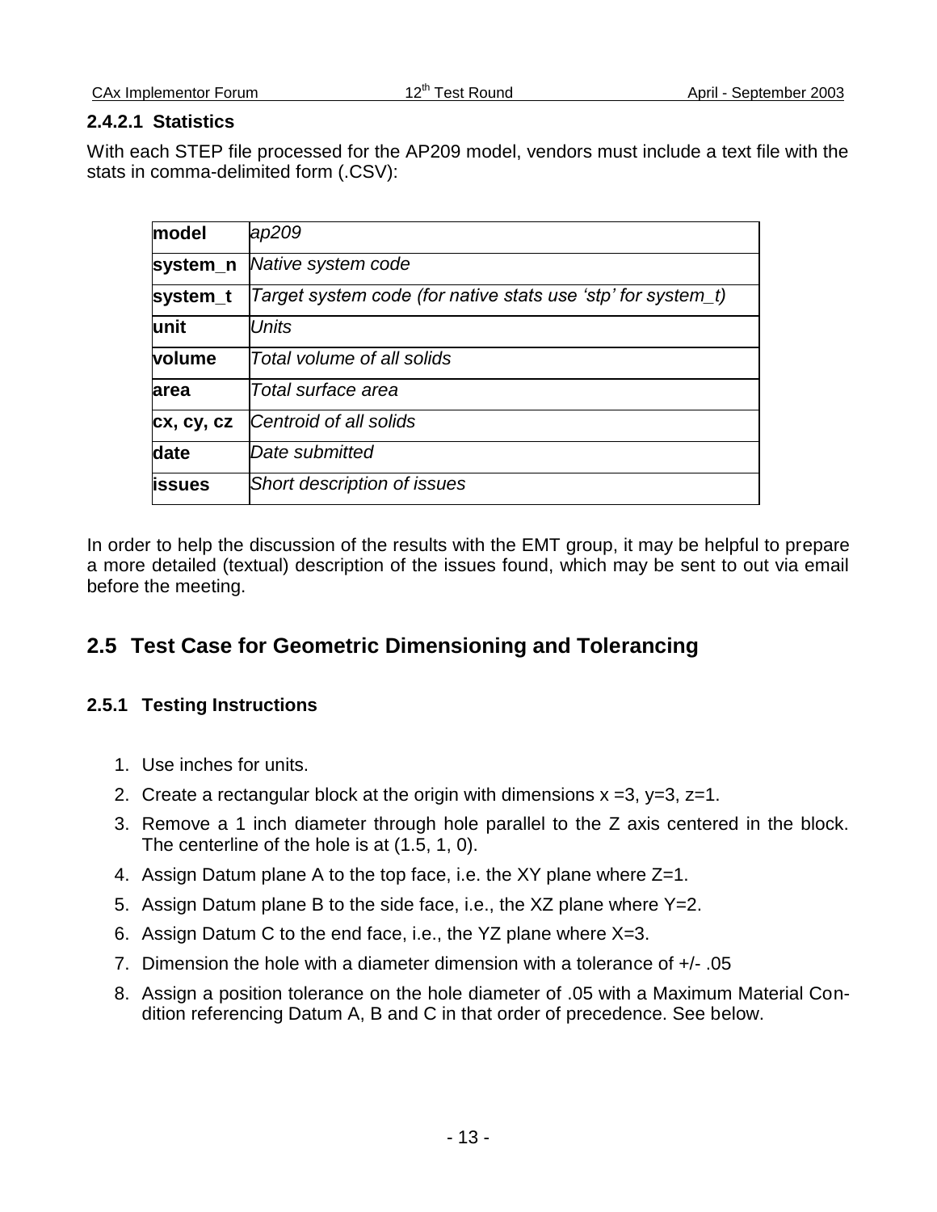#### 2.4.2.1 Statistics

With each STEP file processed for the AP209 model, vendors must include a text file with the stats in comma-delimited form (.CSV):

| | |
|---|---|
| **model** | *ap209* |
| **system_n** | *Native system code* |
| **system_t** | *Target system code (for native stats use 'stp' for system_t)* |
| **unit** | *Units* |
| **volume** | *Total volume of all solids* |
| **area** | *Total surface area* |
| **cx, cy, cz** | *Centroid of all solids* |
| **date** | *Date submitted* |
| **issues** | *Short description of issues* |

In order to help the discussion of the results with the EMT group, it may be helpful to prepare a more detailed (textual) description of the issues found, which may be sent to out via email before the meeting.

## 2.5 Test Case for Geometric Dimensioning and Tolerancing

### 2.5.1 Testing Instructions

1. Use inches for units.
2. Create a rectangular block at the origin with dimensions x =3, y=3, z=1.
3. Remove a 1 inch diameter through hole parallel to the Z axis centered in the block. The centerline of the hole is at (1.5, 1, 0).
4. Assign Datum plane A to the top face, i.e. the XY plane where Z=1.
5. Assign Datum plane B to the side face, i.e., the XZ plane where Y=2.
6. Assign Datum C to the end face, i.e., the YZ plane where X=3.
7. Dimension the hole with a diameter dimension with a tolerance of +/- .05
8. Assign a position tolerance on the hole diameter of .05 with a Maximum Material Condition referencing Datum A, B and C in that order of precedence. See below.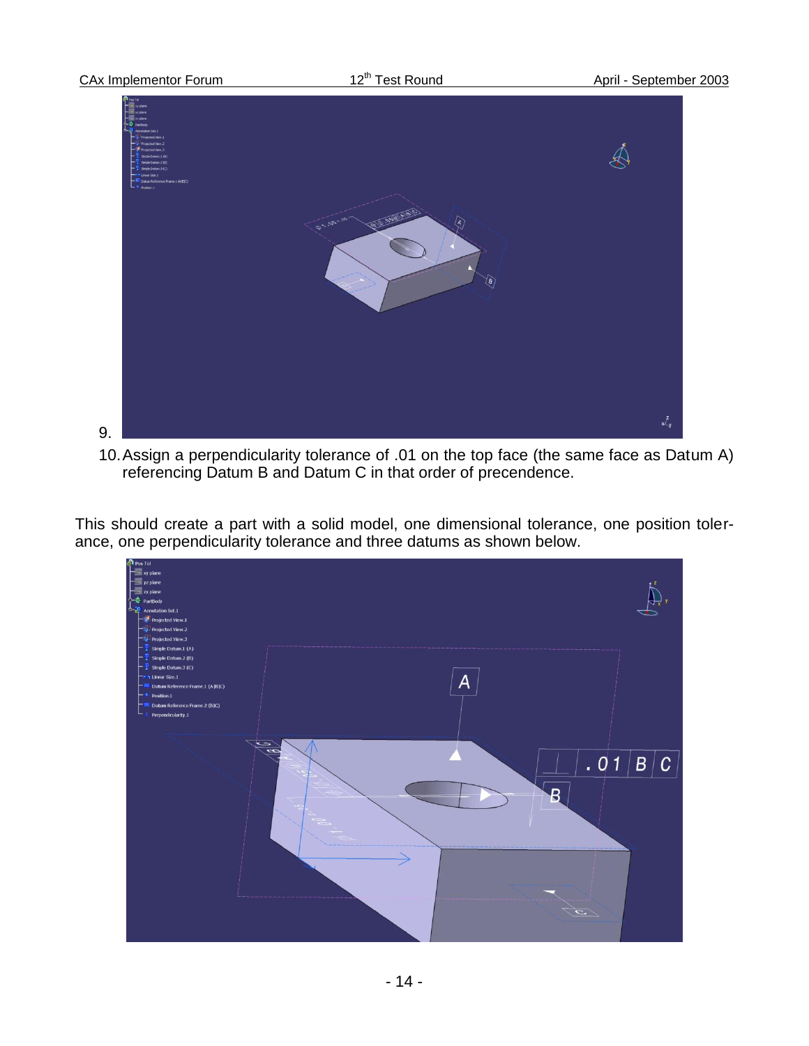9.

10. Assign a perpendicularity tolerance of .01 on the top face (the same face as Datum A) referencing Datum B and Datum C in that order of precendence.

This should create a part with a solid model, one dimensional tolerance, one position tolerance, one perpendicularity tolerance and three datums as shown below.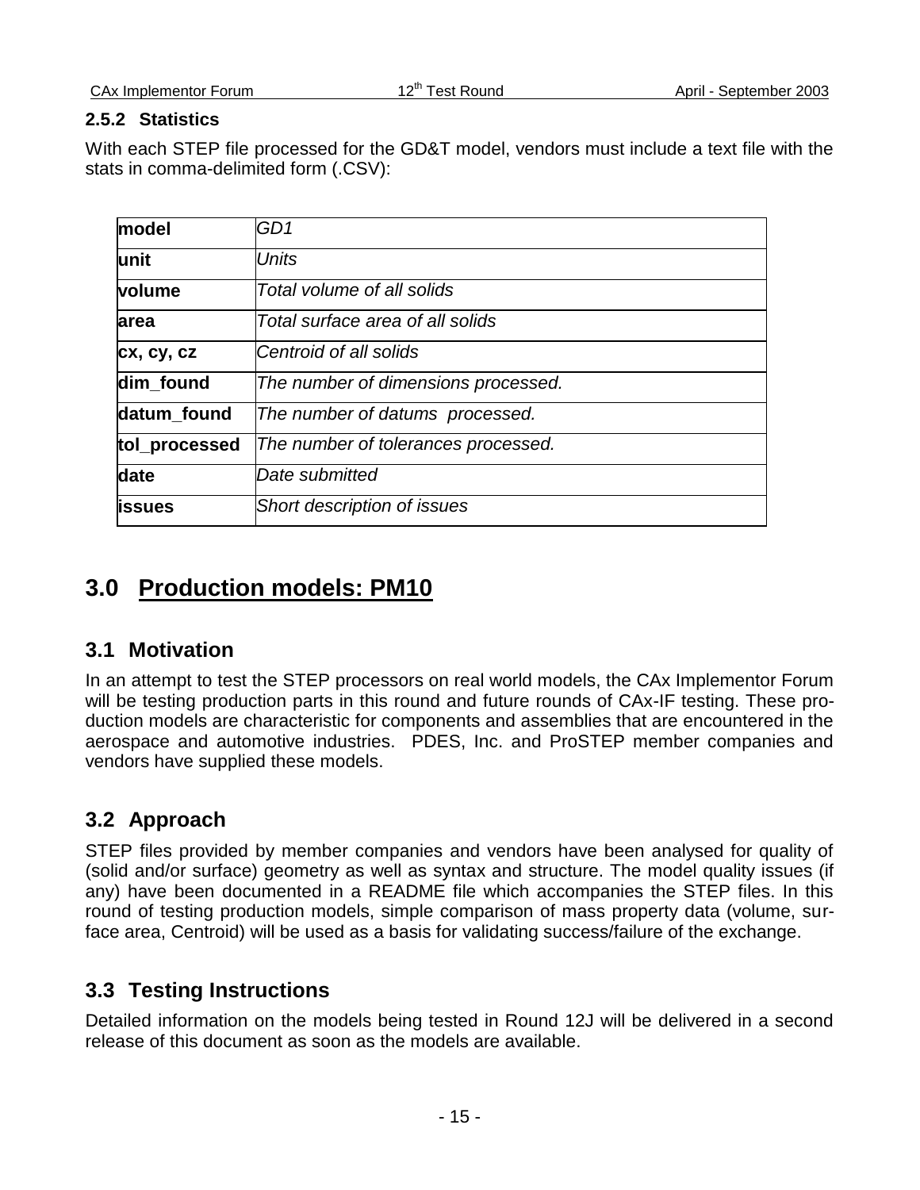### 2.5.2 Statistics

With each STEP file processed for the GD&T model, vendors must include a text file with the stats in comma-delimited form (.CSV):

| | |
|---|---|
| **model** | *GD1* |
| **unit** | *Units* |
| **volume** | *Total volume of all solids* |
| **area** | *Total surface area of all solids* |
| **cx, cy, cz** | *Centroid of all solids* |
| **dim_found** | *The number of dimensions processed.* |
| **datum_found** | *The number of datums processed.* |
| **tol_processed** | *The number of tolerances processed.* |
| **date** | *Date submitted* |
| **issues** | *Short description of issues* |

# 3.0 Production models: PM10

## 3.1 Motivation

In an attempt to test the STEP processors on real world models, the CAx Implementor Forum will be testing production parts in this round and future rounds of CAx-IF testing. These production models are characteristic for components and assemblies that are encountered in the aerospace and automotive industries. PDES, Inc. and ProSTEP member companies and vendors have supplied these models.

## 3.2 Approach

STEP files provided by member companies and vendors have been analysed for quality of (solid and/or surface) geometry as well as syntax and structure. The model quality issues (if any) have been documented in a README file which accompanies the STEP files. In this round of testing production models, simple comparison of mass property data (volume, surface area, Centroid) will be used as a basis for validating success/failure of the exchange.

## 3.3 Testing Instructions

Detailed information on the models being tested in Round 12J will be delivered in a second release of this document as soon as the models are available.